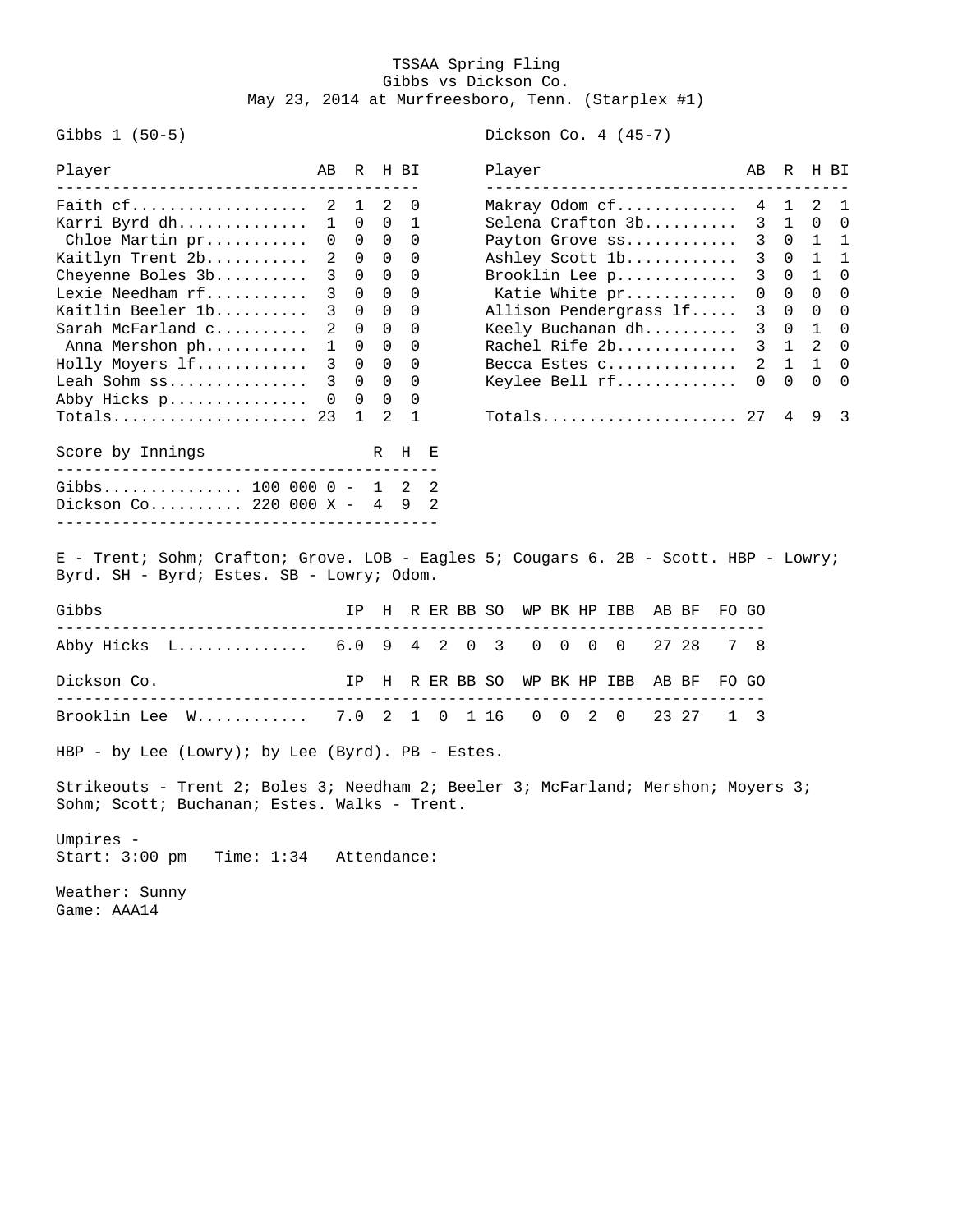# TSSAA Spring Fling
## Gibbs vs Dickson Co.
### May 23, 2014 at Murfreesboro, Tenn. (Starplex #1)

**Gibbs 1 (50-5)**

| Player | AB | R | H | BI |
|---|---|---|---|---|
| Faith cf | 2 | 1 | 2 | 0 |
| Karri Byrd dh | 1 | 0 | 0 | 1 |
| Chloe Martin pr | 0 | 0 | 0 | 0 |
| Kaitlyn Trent 2b | 2 | 0 | 0 | 0 |
| Cheyenne Boles 3b | 3 | 0 | 0 | 0 |
| Lexie Needham rf | 3 | 0 | 0 | 0 |
| Kaitlin Beeler 1b | 3 | 0 | 0 | 0 |
| Sarah McFarland c | 2 | 0 | 0 | 0 |
| Anna Mershon ph | 1 | 0 | 0 | 0 |
| Holly Moyers lf | 3 | 0 | 0 | 0 |
| Leah Sohm ss | 3 | 0 | 0 | 0 |
| Abby Hicks p | 0 | 0 | 0 | 0 |
| Totals | 23 | 1 | 2 | 1 |

**Dickson Co. 4 (45-7)**

| Player | AB | R | H | BI |
|---|---|---|---|---|
| Makray Odom cf | 4 | 1 | 2 | 1 |
| Selena Crafton 3b | 3 | 1 | 0 | 0 |
| Payton Grove ss | 3 | 0 | 1 | 1 |
| Ashley Scott 1b | 3 | 0 | 1 | 1 |
| Brooklin Lee p | 3 | 0 | 1 | 0 |
| Katie White pr | 0 | 0 | 0 | 0 |
| Allison Pendergrass lf | 3 | 0 | 0 | 0 |
| Keely Buchanan dh | 3 | 0 | 1 | 0 |
| Rachel Rife 2b | 3 | 1 | 2 | 0 |
| Becca Estes c | 2 | 1 | 1 | 0 |
| Keylee Bell rf | 0 | 0 | 0 | 0 |
| Totals | 27 | 4 | 9 | 3 |

**Score by Innings**

| | Innings | R | H | E |
|---|---|---|---|---|
| Gibbs | 100 000 0 - | 1 | 2 | 2 |
| Dickson Co. | 220 000 X - | 4 | 9 | 2 |

E - Trent; Sohm; Crafton; Grove. LOB - Eagles 5; Cougars 6. 2B - Scott. HBP - Lowry; Byrd. SH - Byrd; Estes. SB - Lowry; Odom.

| Gibbs | IP | H | R | ER | BB | SO | WP | BK | HP | IBB | AB | BF | FO | GO |
|---|---|---|---|---|---|---|---|---|---|---|---|---|---|---|
| Abby Hicks L | 6.0 | 9 | 4 | 2 | 0 | 3 | 0 | 0 | 0 | 0 | 27 | 28 | 7 | 8 |

| Dickson Co. | IP | H | R | ER | BB | SO | WP | BK | HP | IBB | AB | BF | FO | GO |
|---|---|---|---|---|---|---|---|---|---|---|---|---|---|---|
| Brooklin Lee W | 7.0 | 2 | 1 | 0 | 1 | 16 | 0 | 0 | 2 | 0 | 23 | 27 | 1 | 3 |

HBP - by Lee (Lowry); by Lee (Byrd). PB - Estes.

Strikeouts - Trent 2; Boles 3; Needham 2; Beeler 3; McFarland; Mershon; Moyers 3; Sohm; Scott; Buchanan; Estes. Walks - Trent.

Umpires -
Start: 3:00 pm Time: 1:34 Attendance:

Weather: Sunny
Game: AAA14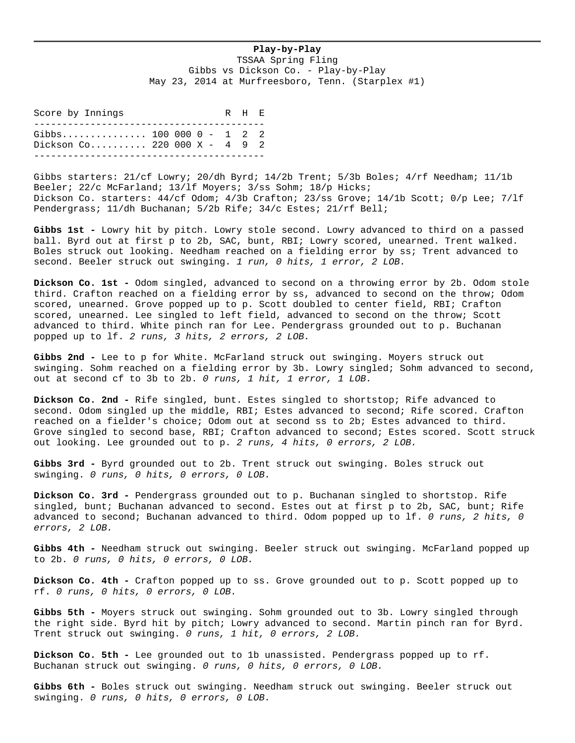**Play-by-Play**
TSSAA Spring Fling
Gibbs vs Dickson Co. - Play-by-Play
May 23, 2014 at Murfreesboro, Tenn. (Starplex #1)

| Score by Innings | | R | H | E |
|---|---|---|---|---|
| Gibbs | 100 000 0 - | 1 | 2 | 2 |
| Dickson Co. | 220 000 X - | 4 | 9 | 2 |

Gibbs starters: 21/cf Lowry; 20/dh Byrd; 14/2b Trent; 5/3b Boles; 4/rf Needham; 11/1b Beeler; 22/c McFarland; 13/lf Moyers; 3/ss Sohm; 18/p Hicks;
Dickson Co. starters: 44/cf Odom; 4/3b Crafton; 23/ss Grove; 14/1b Scott; 0/p Lee; 7/lf Pendergrass; 11/dh Buchanan; 5/2b Rife; 34/c Estes; 21/rf Bell;

**Gibbs 1st -** Lowry hit by pitch. Lowry stole second. Lowry advanced to third on a passed ball. Byrd out at first p to 2b, SAC, bunt, RBI; Lowry scored, unearned. Trent walked. Boles struck out looking. Needham reached on a fielding error by ss; Trent advanced to second. Beeler struck out swinging. *1 run, 0 hits, 1 error, 2 LOB.*

**Dickson Co. 1st -** Odom singled, advanced to second on a throwing error by 2b. Odom stole third. Crafton reached on a fielding error by ss, advanced to second on the throw; Odom scored, unearned. Grove popped up to p. Scott doubled to center field, RBI; Crafton scored, unearned. Lee singled to left field, advanced to second on the throw; Scott advanced to third. White pinch ran for Lee. Pendergrass grounded out to p. Buchanan popped up to lf. *2 runs, 3 hits, 2 errors, 2 LOB.*

**Gibbs 2nd -** Lee to p for White. McFarland struck out swinging. Moyers struck out swinging. Sohm reached on a fielding error by 3b. Lowry singled; Sohm advanced to second, out at second cf to 3b to 2b. *0 runs, 1 hit, 1 error, 1 LOB.*

**Dickson Co. 2nd -** Rife singled, bunt. Estes singled to shortstop; Rife advanced to second. Odom singled up the middle, RBI; Estes advanced to second; Rife scored. Crafton reached on a fielder's choice; Odom out at second ss to 2b; Estes advanced to third. Grove singled to second base, RBI; Crafton advanced to second; Estes scored. Scott struck out looking. Lee grounded out to p. *2 runs, 4 hits, 0 errors, 2 LOB.*

**Gibbs 3rd -** Byrd grounded out to 2b. Trent struck out swinging. Boles struck out swinging. *0 runs, 0 hits, 0 errors, 0 LOB.*

**Dickson Co. 3rd -** Pendergrass grounded out to p. Buchanan singled to shortstop. Rife singled, bunt; Buchanan advanced to second. Estes out at first p to 2b, SAC, bunt; Rife advanced to second; Buchanan advanced to third. Odom popped up to lf. *0 runs, 2 hits, 0 errors, 2 LOB.*

**Gibbs 4th -** Needham struck out swinging. Beeler struck out swinging. McFarland popped up to 2b. *0 runs, 0 hits, 0 errors, 0 LOB.*

**Dickson Co. 4th -** Crafton popped up to ss. Grove grounded out to p. Scott popped up to rf. *0 runs, 0 hits, 0 errors, 0 LOB.*

**Gibbs 5th -** Moyers struck out swinging. Sohm grounded out to 3b. Lowry singled through the right side. Byrd hit by pitch; Lowry advanced to second. Martin pinch ran for Byrd. Trent struck out swinging. *0 runs, 1 hit, 0 errors, 2 LOB.*

**Dickson Co. 5th -** Lee grounded out to 1b unassisted. Pendergrass popped up to rf. Buchanan struck out swinging. *0 runs, 0 hits, 0 errors, 0 LOB.*

**Gibbs 6th -** Boles struck out swinging. Needham struck out swinging. Beeler struck out swinging. *0 runs, 0 hits, 0 errors, 0 LOB.*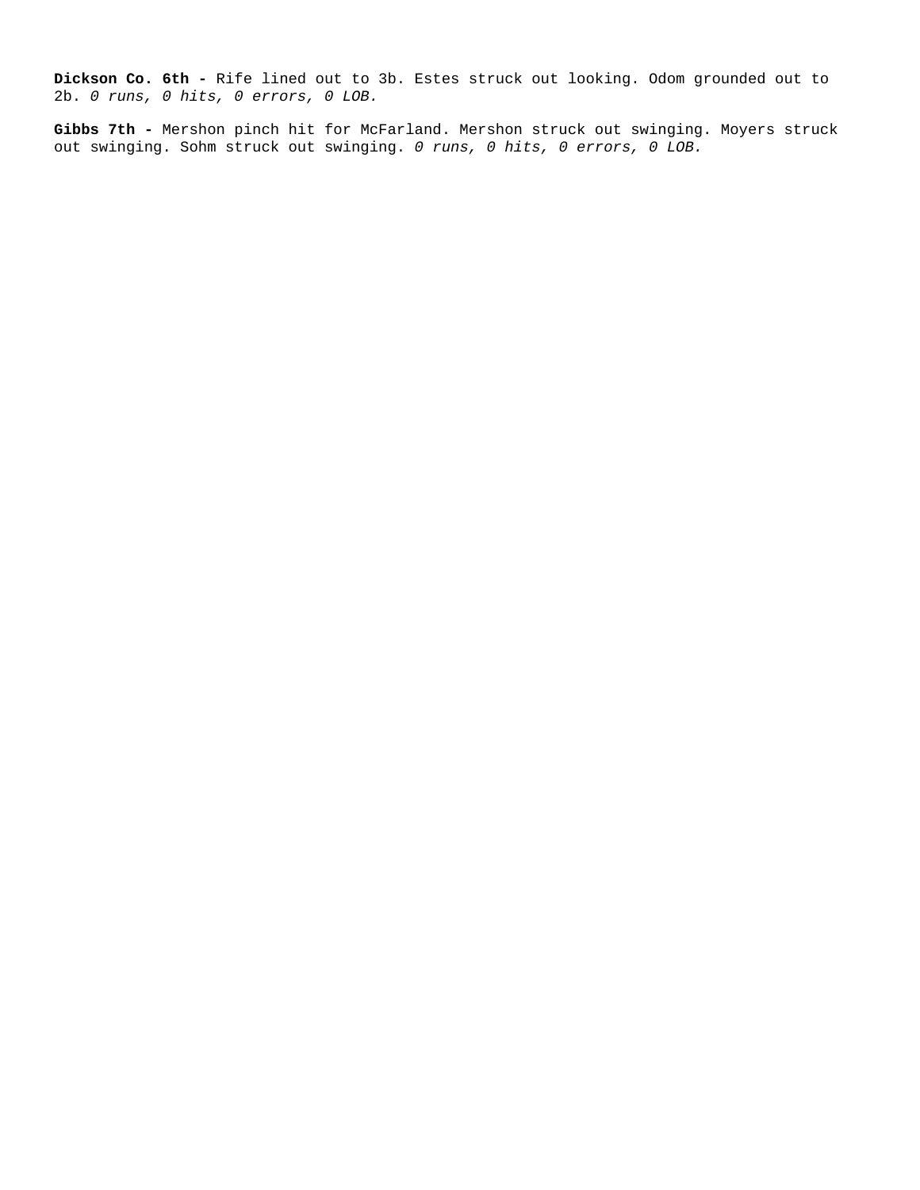**Dickson Co. 6th -** Rife lined out to 3b. Estes struck out looking. Odom grounded out to 2b. *0 runs, 0 hits, 0 errors, 0 LOB.*

**Gibbs 7th -** Mershon pinch hit for McFarland. Mershon struck out swinging. Moyers struck out swinging. Sohm struck out swinging. *0 runs, 0 hits, 0 errors, 0 LOB.*